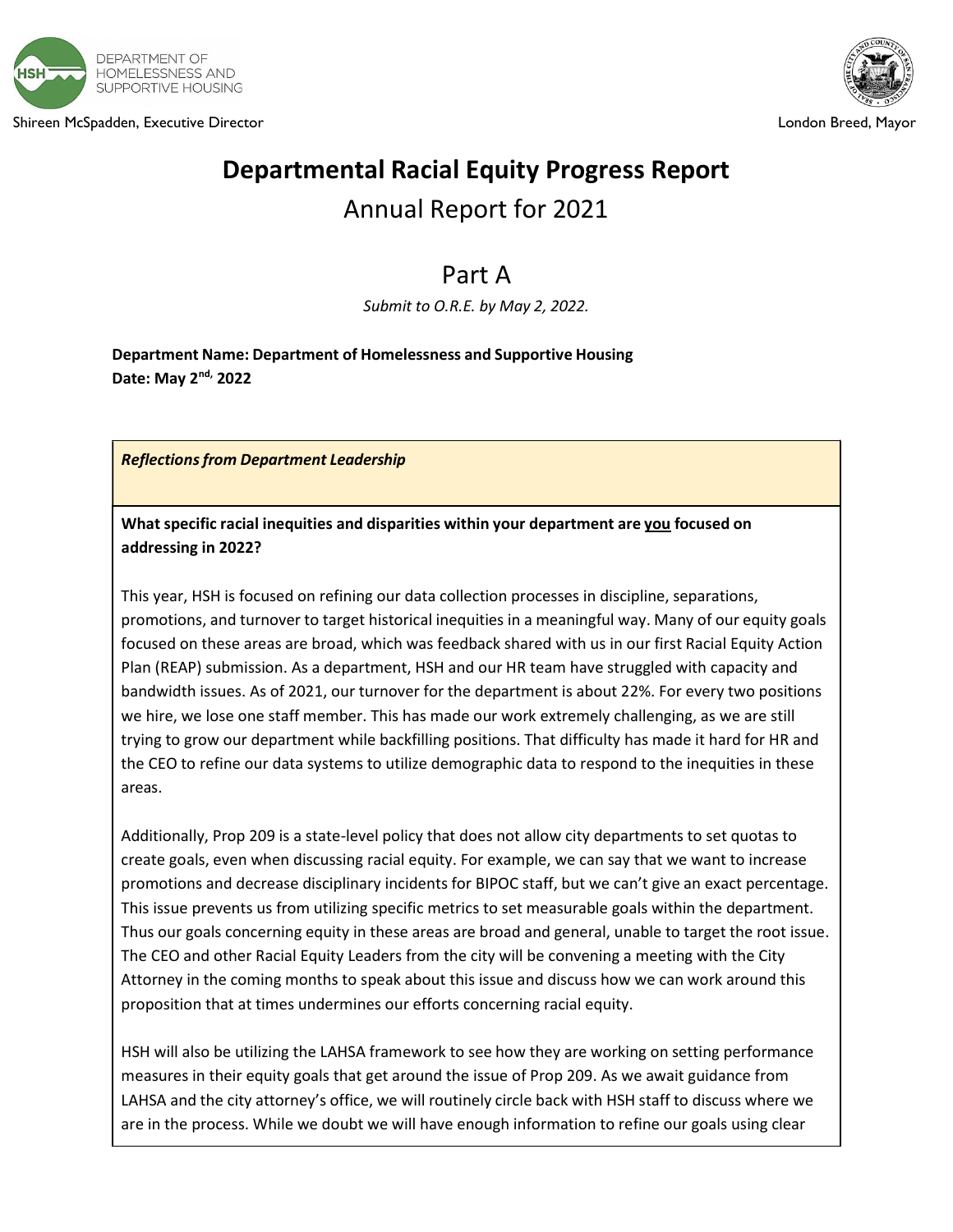DEPARTMENT OF HOMELESSNESS AND SUPPORTIVE HOUSING

Shireen McSpadden, Executive Director

London Breed, Mayor

# Departmental Racial Equity Progress Report

## Annual Report for 2021

## Part A

*Submit to O.R.E. by May 2, 2022.*

**Department Name: Department of Homelessness and Supportive Housing**
**Date: May 2nd, 2022**

***Reflections from Department Leadership***

**What specific racial inequities and disparities within your department are you focused on addressing in 2022?**

This year, HSH is focused on refining our data collection processes in discipline, separations, promotions, and turnover to target historical inequities in a meaningful way. Many of our equity goals focused on these areas are broad, which was feedback shared with us in our first Racial Equity Action Plan (REAP) submission. As a department, HSH and our HR team have struggled with capacity and bandwidth issues. As of 2021, our turnover for the department is about 22%. For every two positions we hire, we lose one staff member. This has made our work extremely challenging, as we are still trying to grow our department while backfilling positions. That difficulty has made it hard for HR and the CEO to refine our data systems to utilize demographic data to respond to the inequities in these areas.

Additionally, Prop 209 is a state-level policy that does not allow city departments to set quotas to create goals, even when discussing racial equity. For example, we can say that we want to increase promotions and decrease disciplinary incidents for BIPOC staff, but we can't give an exact percentage. This issue prevents us from utilizing specific metrics to set measurable goals within the department. Thus our goals concerning equity in these areas are broad and general, unable to target the root issue. The CEO and other Racial Equity Leaders from the city will be convening a meeting with the City Attorney in the coming months to speak about this issue and discuss how we can work around this proposition that at times undermines our efforts concerning racial equity.

HSH will also be utilizing the LAHSA framework to see how they are working on setting performance measures in their equity goals that get around the issue of Prop 209. As we await guidance from LAHSA and the city attorney's office, we will routinely circle back with HSH staff to discuss where we are in the process. While we doubt we will have enough information to refine our goals using clear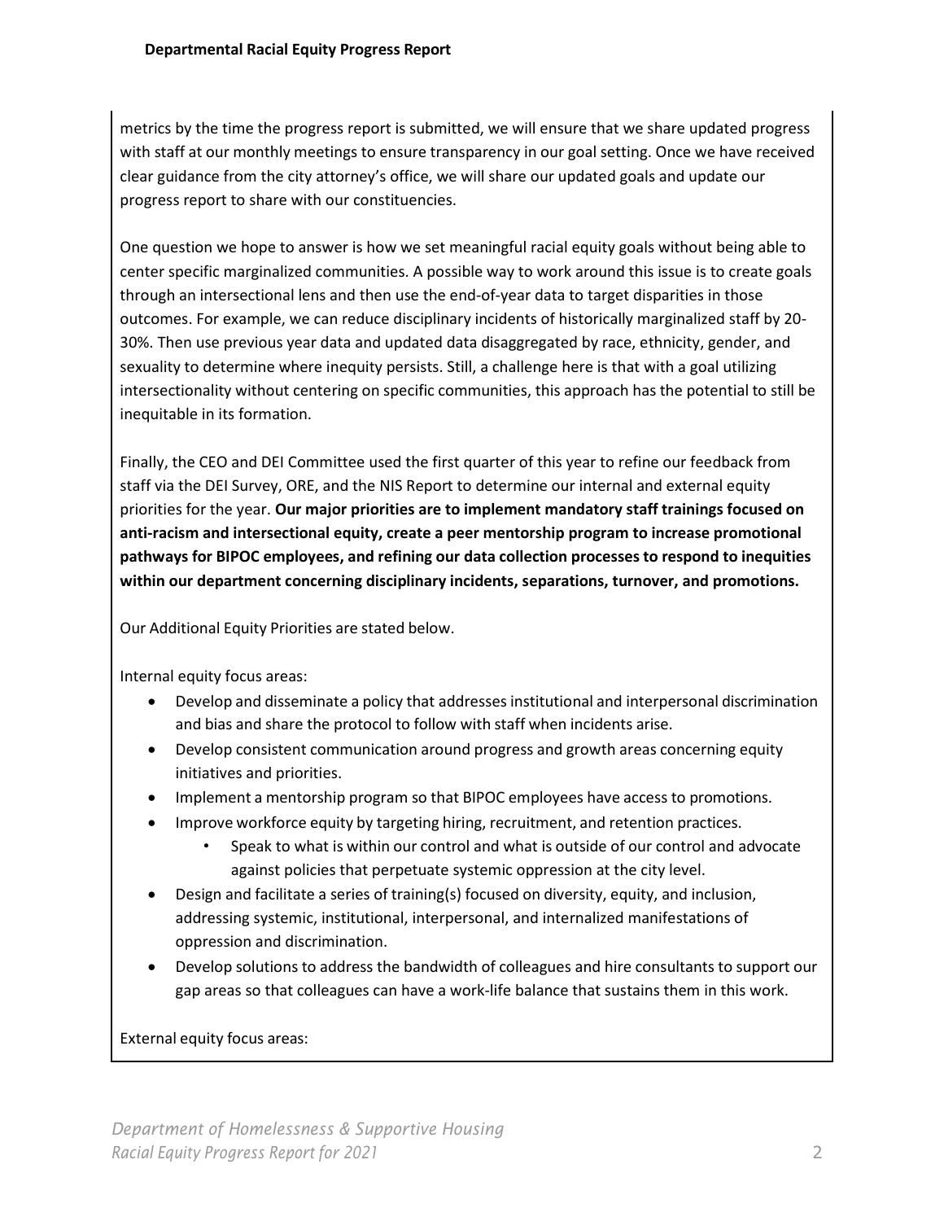metrics by the time the progress report is submitted, we will ensure that we share updated progress with staff at our monthly meetings to ensure transparency in our goal setting. Once we have received clear guidance from the city attorney's office, we will share our updated goals and update our progress report to share with our constituencies.

One question we hope to answer is how we set meaningful racial equity goals without being able to center specific marginalized communities. A possible way to work around this issue is to create goals through an intersectional lens and then use the end-of-year data to target disparities in those outcomes. For example, we can reduce disciplinary incidents of historically marginalized staff by 20-30%. Then use previous year data and updated data disaggregated by race, ethnicity, gender, and sexuality to determine where inequity persists. Still, a challenge here is that with a goal utilizing intersectionality without centering on specific communities, this approach has the potential to still be inequitable in its formation.

Finally, the CEO and DEI Committee used the first quarter of this year to refine our feedback from staff via the DEI Survey, ORE, and the NIS Report to determine our internal and external equity priorities for the year. **Our major priorities are to implement mandatory staff trainings focused on anti-racism and intersectional equity, create a peer mentorship program to increase promotional pathways for BIPOC employees, and refining our data collection processes to respond to inequities within our department concerning disciplinary incidents, separations, turnover, and promotions.**

Our Additional Equity Priorities are stated below.

Internal equity focus areas:

- Develop and disseminate a policy that addresses institutional and interpersonal discrimination and bias and share the protocol to follow with staff when incidents arise.
- Develop consistent communication around progress and growth areas concerning equity initiatives and priorities.
- Implement a mentorship program so that BIPOC employees have access to promotions.
- Improve workforce equity by targeting hiring, recruitment, and retention practices.
    - Speak to what is within our control and what is outside of our control and advocate against policies that perpetuate systemic oppression at the city level.
- Design and facilitate a series of training(s) focused on diversity, equity, and inclusion, addressing systemic, institutional, interpersonal, and internalized manifestations of oppression and discrimination.
- Develop solutions to address the bandwidth of colleagues and hire consultants to support our gap areas so that colleagues can have a work-life balance that sustains them in this work.

External equity focus areas: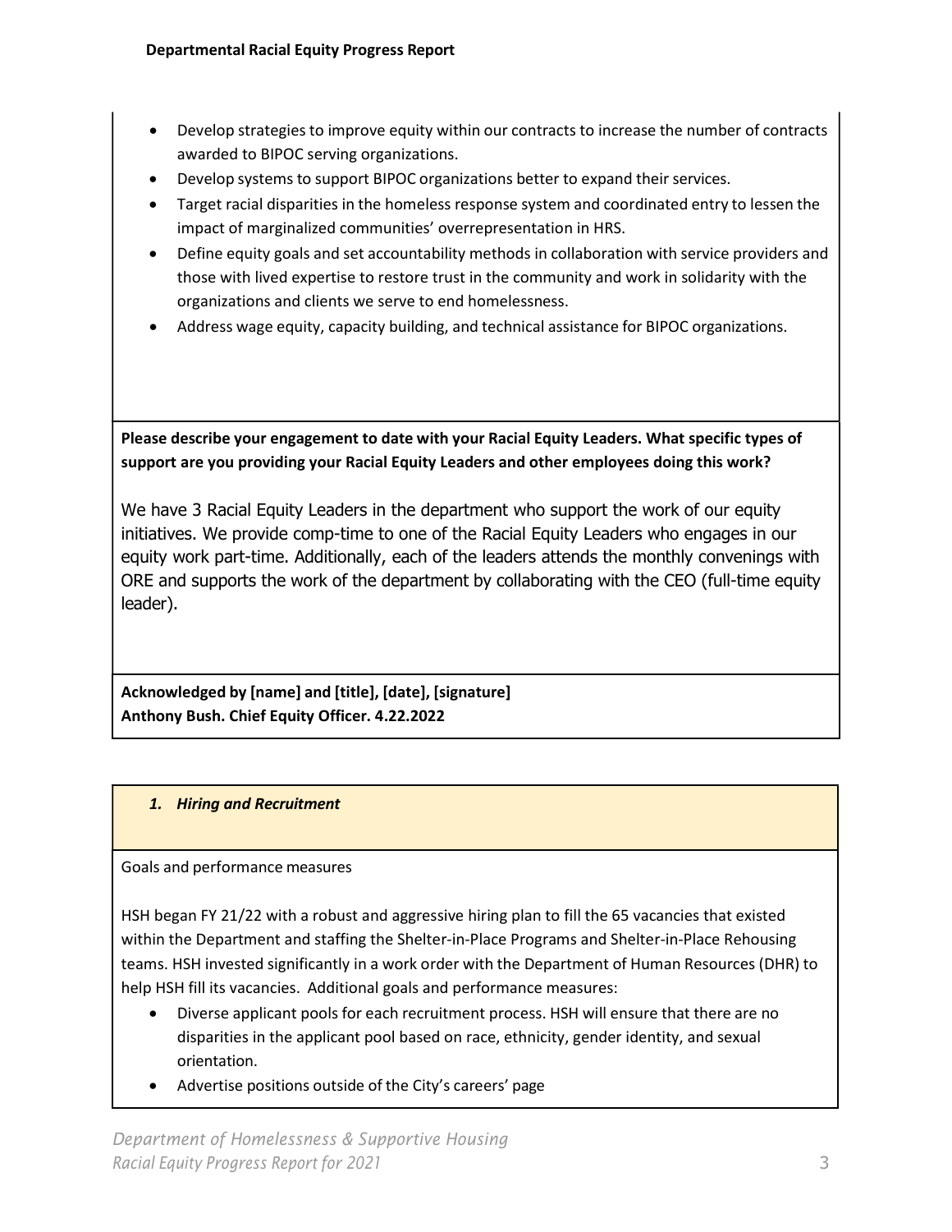- Develop strategies to improve equity within our contracts to increase the number of contracts awarded to BIPOC serving organizations.
- Develop systems to support BIPOC organizations better to expand their services.
- Target racial disparities in the homeless response system and coordinated entry to lessen the impact of marginalized communities' overrepresentation in HRS.
- Define equity goals and set accountability methods in collaboration with service providers and those with lived expertise to restore trust in the community and work in solidarity with the organizations and clients we serve to end homelessness.
- Address wage equity, capacity building, and technical assistance for BIPOC organizations.

**Please describe your engagement to date with your Racial Equity Leaders. What specific types of support are you providing your Racial Equity Leaders and other employees doing this work?**

We have 3 Racial Equity Leaders in the department who support the work of our equity initiatives. We provide comp-time to one of the Racial Equity Leaders who engages in our equity work part-time. Additionally, each of the leaders attends the monthly convenings with ORE and supports the work of the department by collaborating with the CEO (full-time equity leader).

**Acknowledged by [name] and [title], [date], [signature]**
**Anthony Bush. Chief Equity Officer. 4.22.2022**

## *1. Hiring and Recruitment*

Goals and performance measures

HSH began FY 21/22 with a robust and aggressive hiring plan to fill the 65 vacancies that existed within the Department and staffing the Shelter-in-Place Programs and Shelter-in-Place Rehousing teams. HSH invested significantly in a work order with the Department of Human Resources (DHR) to help HSH fill its vacancies. Additional goals and performance measures:

- Diverse applicant pools for each recruitment process. HSH will ensure that there are no disparities in the applicant pool based on race, ethnicity, gender identity, and sexual orientation.
- Advertise positions outside of the City's careers' page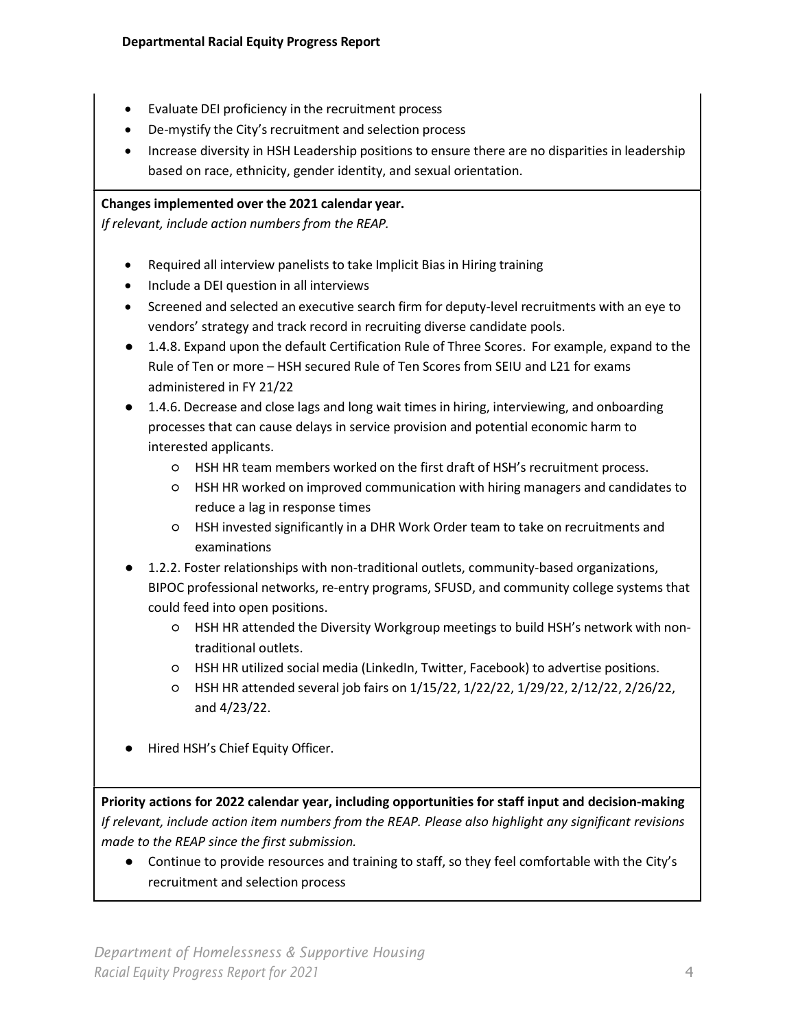- Evaluate DEI proficiency in the recruitment process
- De-mystify the City's recruitment and selection process
- Increase diversity in HSH Leadership positions to ensure there are no disparities in leadership based on race, ethnicity, gender identity, and sexual orientation.

**Changes implemented over the 2021 calendar year.**
*If relevant, include action numbers from the REAP.*

- Required all interview panelists to take Implicit Bias in Hiring training
- Include a DEI question in all interviews
- Screened and selected an executive search firm for deputy-level recruitments with an eye to vendors' strategy and track record in recruiting diverse candidate pools.
- 1.4.8. Expand upon the default Certification Rule of Three Scores. For example, expand to the Rule of Ten or more – HSH secured Rule of Ten Scores from SEIU and L21 for exams administered in FY 21/22
- 1.4.6. Decrease and close lags and long wait times in hiring, interviewing, and onboarding processes that can cause delays in service provision and potential economic harm to interested applicants.
    - HSH HR team members worked on the first draft of HSH's recruitment process.
    - HSH HR worked on improved communication with hiring managers and candidates to reduce a lag in response times
    - HSH invested significantly in a DHR Work Order team to take on recruitments and examinations
- 1.2.2. Foster relationships with non-traditional outlets, community-based organizations, BIPOC professional networks, re-entry programs, SFUSD, and community college systems that could feed into open positions.
    - HSH HR attended the Diversity Workgroup meetings to build HSH's network with non-traditional outlets.
    - HSH HR utilized social media (LinkedIn, Twitter, Facebook) to advertise positions.
    - HSH HR attended several job fairs on 1/15/22, 1/22/22, 1/29/22, 2/12/22, 2/26/22, and 4/23/22.
- Hired HSH's Chief Equity Officer.

**Priority actions for 2022 calendar year, including opportunities for staff input and decision-making**
*If relevant, include action item numbers from the REAP. Please also highlight any significant revisions made to the REAP since the first submission.*

- Continue to provide resources and training to staff, so they feel comfortable with the City's recruitment and selection process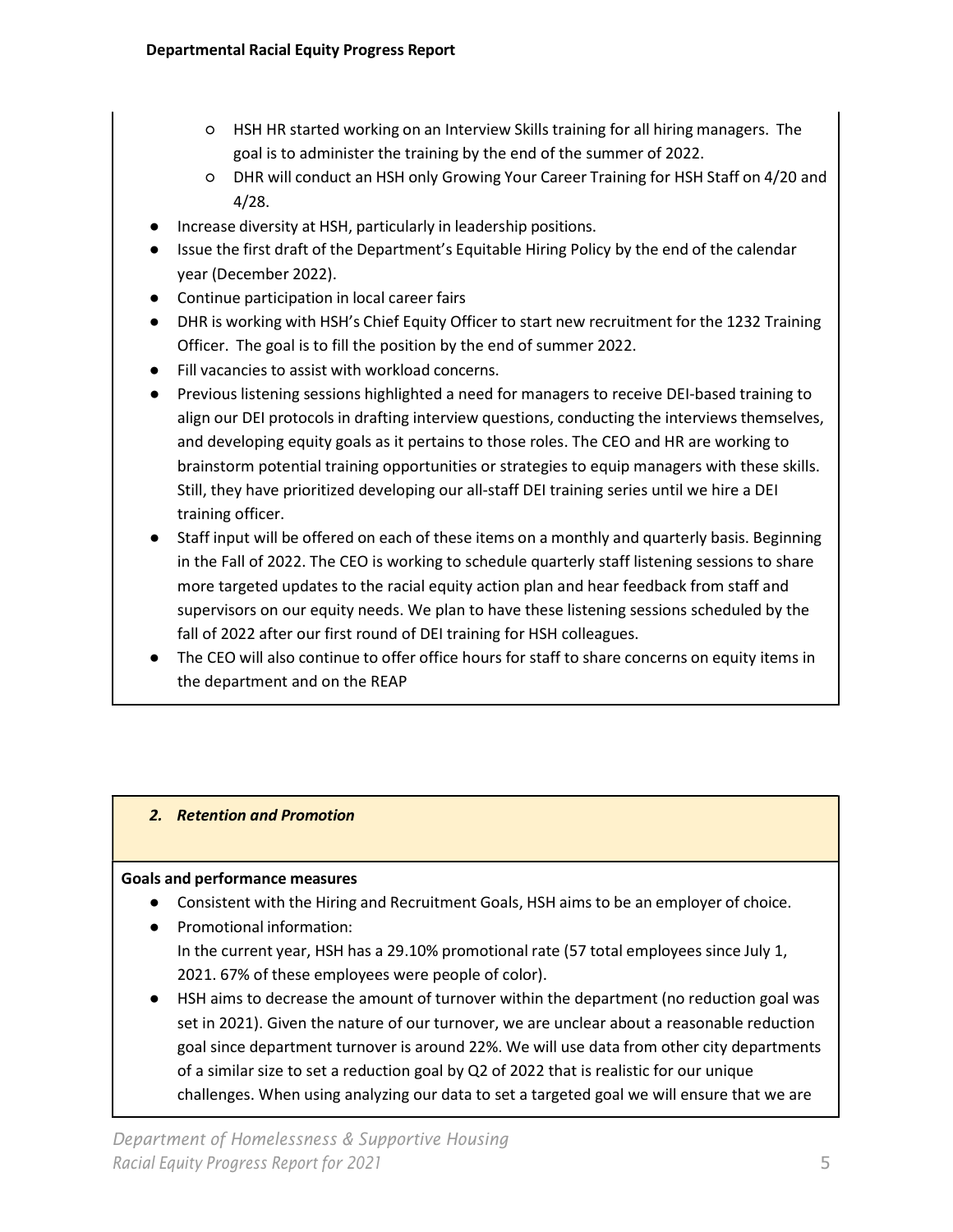- HSH HR started working on an Interview Skills training for all hiring managers. The goal is to administer the training by the end of the summer of 2022.
- DHR will conduct an HSH only Growing Your Career Training for HSH Staff on 4/20 and 4/28.

- Increase diversity at HSH, particularly in leadership positions.
- Issue the first draft of the Department's Equitable Hiring Policy by the end of the calendar year (December 2022).
- Continue participation in local career fairs
- DHR is working with HSH's Chief Equity Officer to start new recruitment for the 1232 Training Officer. The goal is to fill the position by the end of summer 2022.
- Fill vacancies to assist with workload concerns.
- Previous listening sessions highlighted a need for managers to receive DEI-based training to align our DEI protocols in drafting interview questions, conducting the interviews themselves, and developing equity goals as it pertains to those roles. The CEO and HR are working to brainstorm potential training opportunities or strategies to equip managers with these skills. Still, they have prioritized developing our all-staff DEI training series until we hire a DEI training officer.
- Staff input will be offered on each of these items on a monthly and quarterly basis. Beginning in the Fall of 2022. The CEO is working to schedule quarterly staff listening sessions to share more targeted updates to the racial equity action plan and hear feedback from staff and supervisors on our equity needs. We plan to have these listening sessions scheduled by the fall of 2022 after our first round of DEI training for HSH colleagues.
- The CEO will also continue to offer office hours for staff to share concerns on equity items in the department and on the REAP

## *2. Retention and Promotion*

**Goals and performance measures**

- Consistent with the Hiring and Recruitment Goals, HSH aims to be an employer of choice.
- Promotional information:
  In the current year, HSH has a 29.10% promotional rate (57 total employees since July 1, 2021. 67% of these employees were people of color).
- HSH aims to decrease the amount of turnover within the department (no reduction goal was set in 2021). Given the nature of our turnover, we are unclear about a reasonable reduction goal since department turnover is around 22%. We will use data from other city departments of a similar size to set a reduction goal by Q2 of 2022 that is realistic for our unique challenges. When using analyzing our data to set a targeted goal we will ensure that we are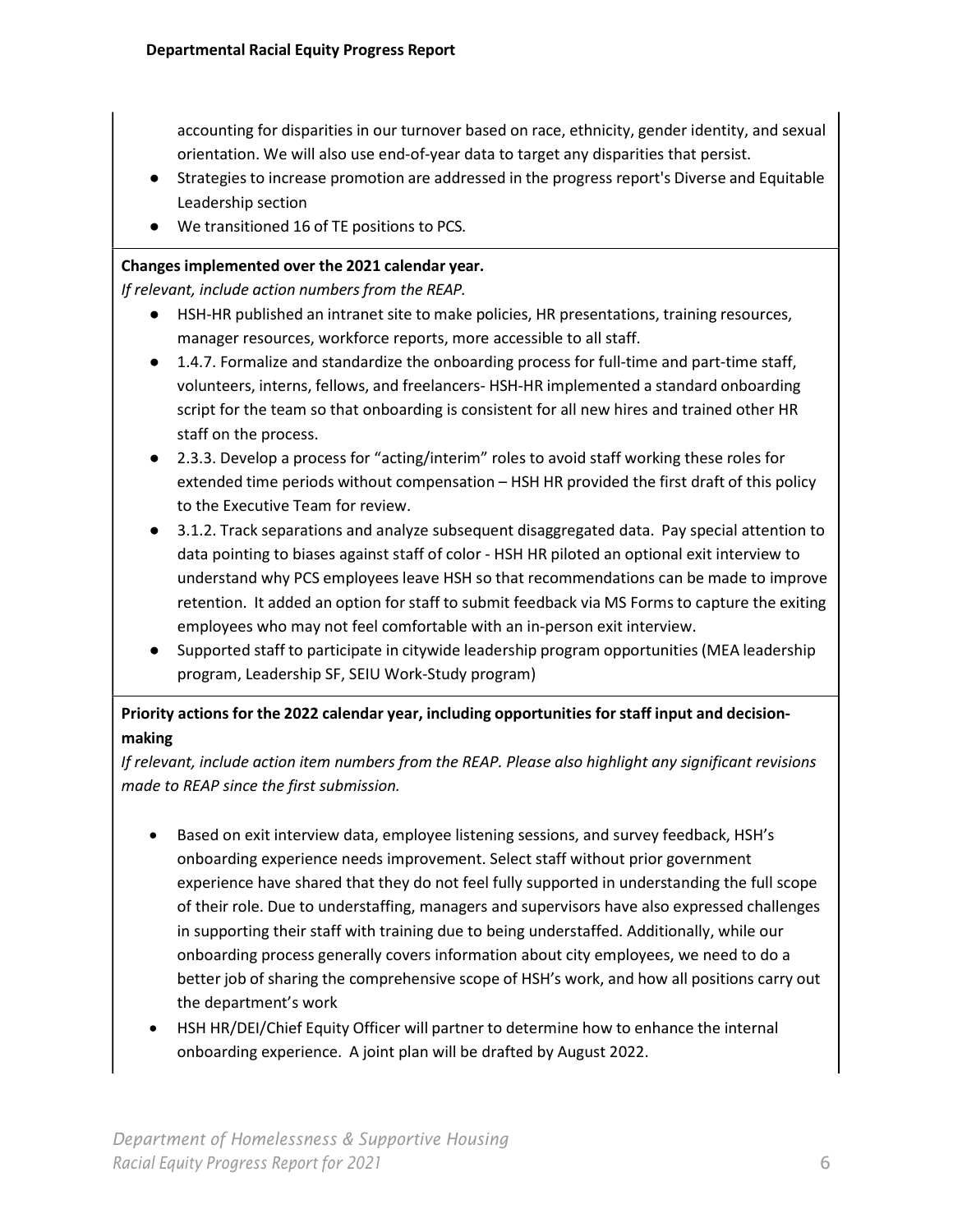accounting for disparities in our turnover based on race, ethnicity, gender identity, and sexual orientation. We will also use end-of-year data to target any disparities that persist.

- Strategies to increase promotion are addressed in the progress report's Diverse and Equitable Leadership section
- We transitioned 16 of TE positions to PCS.

**Changes implemented over the 2021 calendar year.**

*If relevant, include action numbers from the REAP.*

- HSH-HR published an intranet site to make policies, HR presentations, training resources, manager resources, workforce reports, more accessible to all staff.
- 1.4.7. Formalize and standardize the onboarding process for full-time and part-time staff, volunteers, interns, fellows, and freelancers- HSH-HR implemented a standard onboarding script for the team so that onboarding is consistent for all new hires and trained other HR staff on the process.
- 2.3.3. Develop a process for "acting/interim" roles to avoid staff working these roles for extended time periods without compensation – HSH HR provided the first draft of this policy to the Executive Team for review.
- 3.1.2. Track separations and analyze subsequent disaggregated data. Pay special attention to data pointing to biases against staff of color - HSH HR piloted an optional exit interview to understand why PCS employees leave HSH so that recommendations can be made to improve retention. It added an option for staff to submit feedback via MS Forms to capture the exiting employees who may not feel comfortable with an in-person exit interview.
- Supported staff to participate in citywide leadership program opportunities (MEA leadership program, Leadership SF, SEIU Work-Study program)

**Priority actions for the 2022 calendar year, including opportunities for staff input and decision-making**

*If relevant, include action item numbers from the REAP. Please also highlight any significant revisions made to REAP since the first submission.*

- Based on exit interview data, employee listening sessions, and survey feedback, HSH's onboarding experience needs improvement. Select staff without prior government experience have shared that they do not feel fully supported in understanding the full scope of their role. Due to understaffing, managers and supervisors have also expressed challenges in supporting their staff with training due to being understaffed. Additionally, while our onboarding process generally covers information about city employees, we need to do a better job of sharing the comprehensive scope of HSH's work, and how all positions carry out the department's work
- HSH HR/DEI/Chief Equity Officer will partner to determine how to enhance the internal onboarding experience. A joint plan will be drafted by August 2022.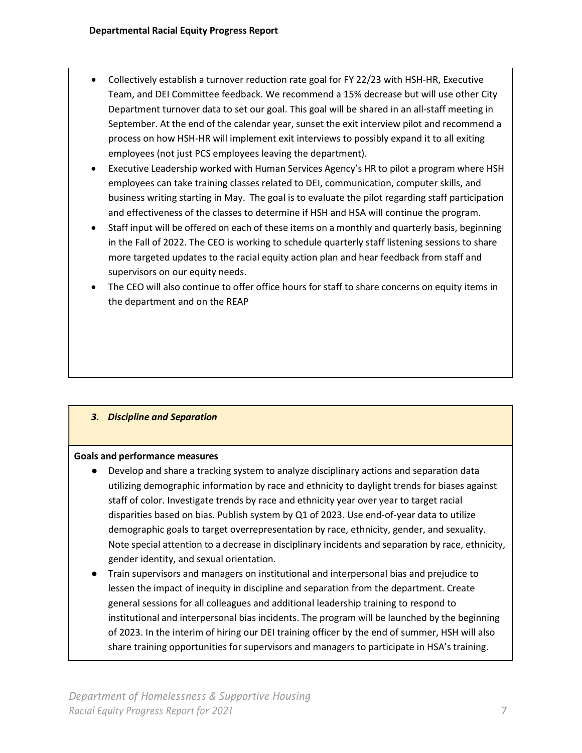- Collectively establish a turnover reduction rate goal for FY 22/23 with HSH-HR, Executive Team, and DEI Committee feedback. We recommend a 15% decrease but will use other City Department turnover data to set our goal. This goal will be shared in an all-staff meeting in September. At the end of the calendar year, sunset the exit interview pilot and recommend a process on how HSH-HR will implement exit interviews to possibly expand it to all exiting employees (not just PCS employees leaving the department).
- Executive Leadership worked with Human Services Agency's HR to pilot a program where HSH employees can take training classes related to DEI, communication, computer skills, and business writing starting in May. The goal is to evaluate the pilot regarding staff participation and effectiveness of the classes to determine if HSH and HSA will continue the program.
- Staff input will be offered on each of these items on a monthly and quarterly basis, beginning in the Fall of 2022. The CEO is working to schedule quarterly staff listening sessions to share more targeted updates to the racial equity action plan and hear feedback from staff and supervisors on our equity needs.
- The CEO will also continue to offer office hours for staff to share concerns on equity items in the department and on the REAP

### *3. Discipline and Separation*

**Goals and performance measures**

- Develop and share a tracking system to analyze disciplinary actions and separation data utilizing demographic information by race and ethnicity to daylight trends for biases against staff of color. Investigate trends by race and ethnicity year over year to target racial disparities based on bias. Publish system by Q1 of 2023. Use end-of-year data to utilize demographic goals to target overrepresentation by race, ethnicity, gender, and sexuality. Note special attention to a decrease in disciplinary incidents and separation by race, ethnicity, gender identity, and sexual orientation.
- Train supervisors and managers on institutional and interpersonal bias and prejudice to lessen the impact of inequity in discipline and separation from the department. Create general sessions for all colleagues and additional leadership training to respond to institutional and interpersonal bias incidents. The program will be launched by the beginning of 2023. In the interim of hiring our DEI training officer by the end of summer, HSH will also share training opportunities for supervisors and managers to participate in HSA's training.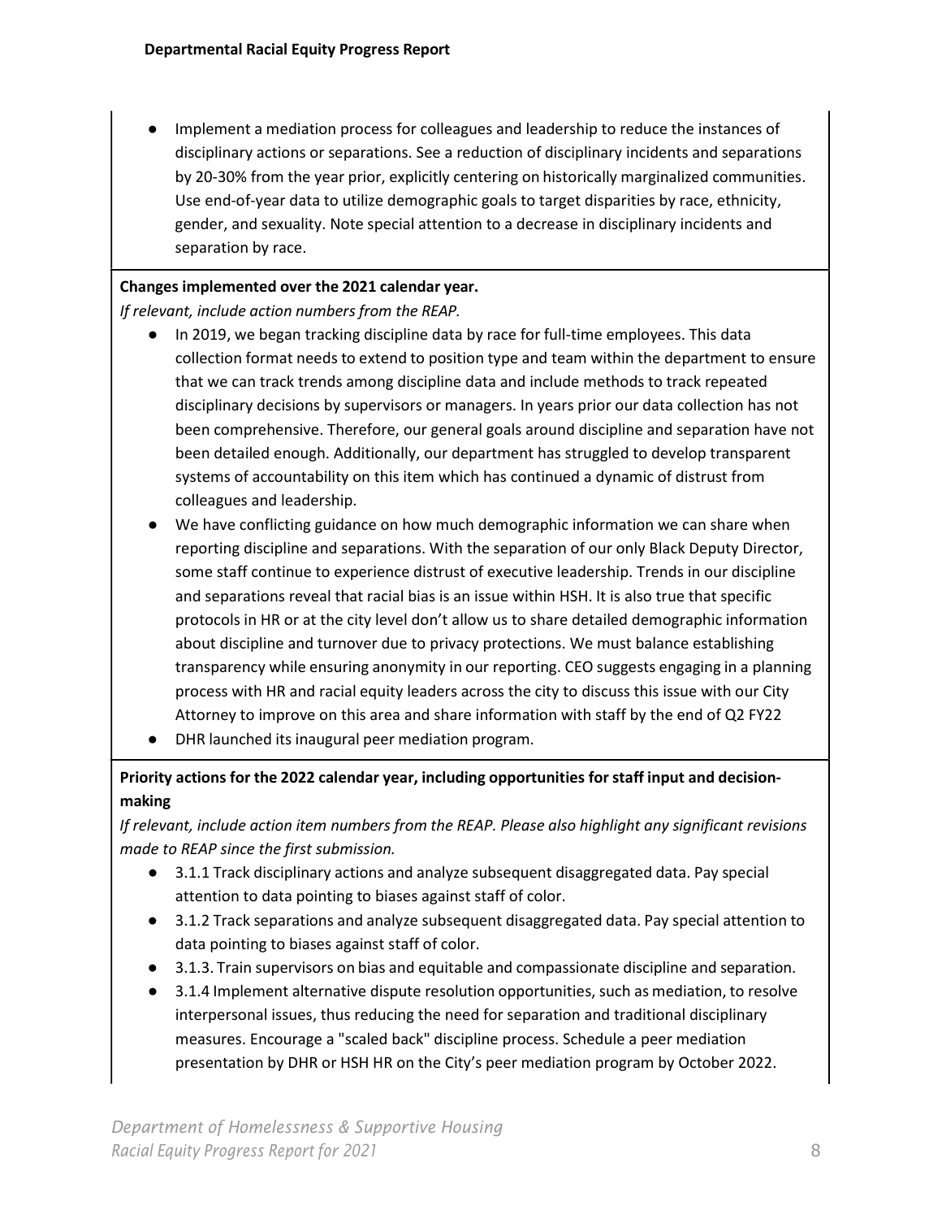- Implement a mediation process for colleagues and leadership to reduce the instances of disciplinary actions or separations. See a reduction of disciplinary incidents and separations by 20-30% from the year prior, explicitly centering on historically marginalized communities. Use end-of-year data to utilize demographic goals to target disparities by race, ethnicity, gender, and sexuality. Note special attention to a decrease in disciplinary incidents and separation by race.

**Changes implemented over the 2021 calendar year.**

*If relevant, include action numbers from the REAP.*

- In 2019, we began tracking discipline data by race for full-time employees. This data collection format needs to extend to position type and team within the department to ensure that we can track trends among discipline data and include methods to track repeated disciplinary decisions by supervisors or managers. In years prior our data collection has not been comprehensive. Therefore, our general goals around discipline and separation have not been detailed enough. Additionally, our department has struggled to develop transparent systems of accountability on this item which has continued a dynamic of distrust from colleagues and leadership.
- We have conflicting guidance on how much demographic information we can share when reporting discipline and separations. With the separation of our only Black Deputy Director, some staff continue to experience distrust of executive leadership. Trends in our discipline and separations reveal that racial bias is an issue within HSH. It is also true that specific protocols in HR or at the city level don't allow us to share detailed demographic information about discipline and turnover due to privacy protections. We must balance establishing transparency while ensuring anonymity in our reporting. CEO suggests engaging in a planning process with HR and racial equity leaders across the city to discuss this issue with our City Attorney to improve on this area and share information with staff by the end of Q2 FY22
- DHR launched its inaugural peer mediation program.

**Priority actions for the 2022 calendar year, including opportunities for staff input and decision-making**

*If relevant, include action item numbers from the REAP. Please also highlight any significant revisions made to REAP since the first submission.*

- 3.1.1 Track disciplinary actions and analyze subsequent disaggregated data. Pay special attention to data pointing to biases against staff of color.
- 3.1.2 Track separations and analyze subsequent disaggregated data. Pay special attention to data pointing to biases against staff of color.
- 3.1.3. Train supervisors on bias and equitable and compassionate discipline and separation.
- 3.1.4 Implement alternative dispute resolution opportunities, such as mediation, to resolve interpersonal issues, thus reducing the need for separation and traditional disciplinary measures. Encourage a "scaled back" discipline process. Schedule a peer mediation presentation by DHR or HSH HR on the City's peer mediation program by October 2022.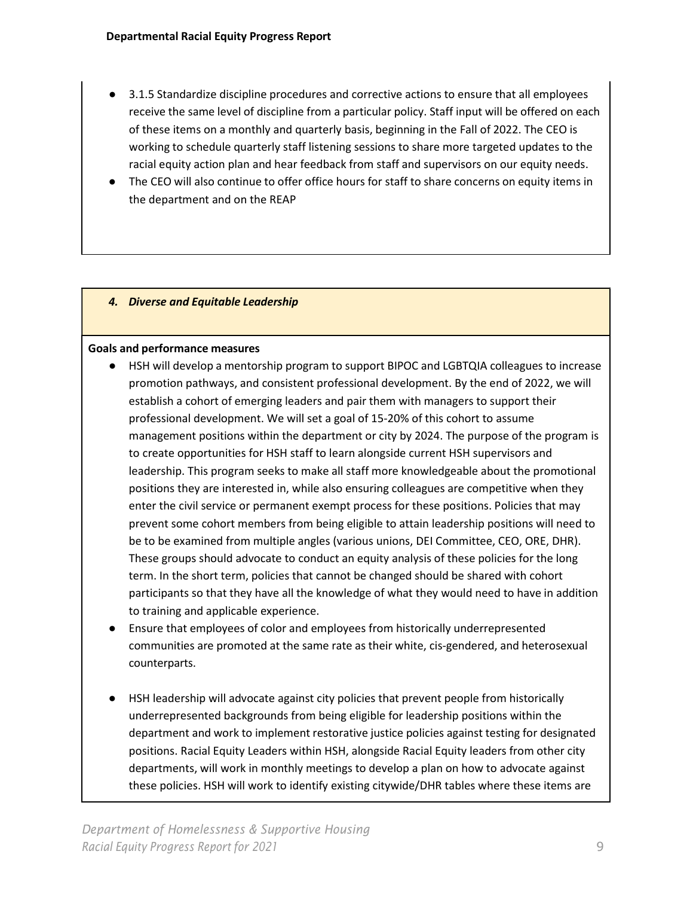- 3.1.5 Standardize discipline procedures and corrective actions to ensure that all employees receive the same level of discipline from a particular policy. Staff input will be offered on each of these items on a monthly and quarterly basis, beginning in the Fall of 2022. The CEO is working to schedule quarterly staff listening sessions to share more targeted updates to the racial equity action plan and hear feedback from staff and supervisors on our equity needs.
- The CEO will also continue to offer office hours for staff to share concerns on equity items in the department and on the REAP

### *4. Diverse and Equitable Leadership*

**Goals and performance measures**

- HSH will develop a mentorship program to support BIPOC and LGBTQIA colleagues to increase promotion pathways, and consistent professional development. By the end of 2022, we will establish a cohort of emerging leaders and pair them with managers to support their professional development. We will set a goal of 15-20% of this cohort to assume management positions within the department or city by 2024. The purpose of the program is to create opportunities for HSH staff to learn alongside current HSH supervisors and leadership. This program seeks to make all staff more knowledgeable about the promotional positions they are interested in, while also ensuring colleagues are competitive when they enter the civil service or permanent exempt process for these positions. Policies that may prevent some cohort members from being eligible to attain leadership positions will need to be to be examined from multiple angles (various unions, DEI Committee, CEO, ORE, DHR). These groups should advocate to conduct an equity analysis of these policies for the long term. In the short term, policies that cannot be changed should be shared with cohort participants so that they have all the knowledge of what they would need to have in addition to training and applicable experience.
- Ensure that employees of color and employees from historically underrepresented communities are promoted at the same rate as their white, cis-gendered, and heterosexual counterparts.
- HSH leadership will advocate against city policies that prevent people from historically underrepresented backgrounds from being eligible for leadership positions within the department and work to implement restorative justice policies against testing for designated positions. Racial Equity Leaders within HSH, alongside Racial Equity leaders from other city departments, will work in monthly meetings to develop a plan on how to advocate against these policies. HSH will work to identify existing citywide/DHR tables where these items are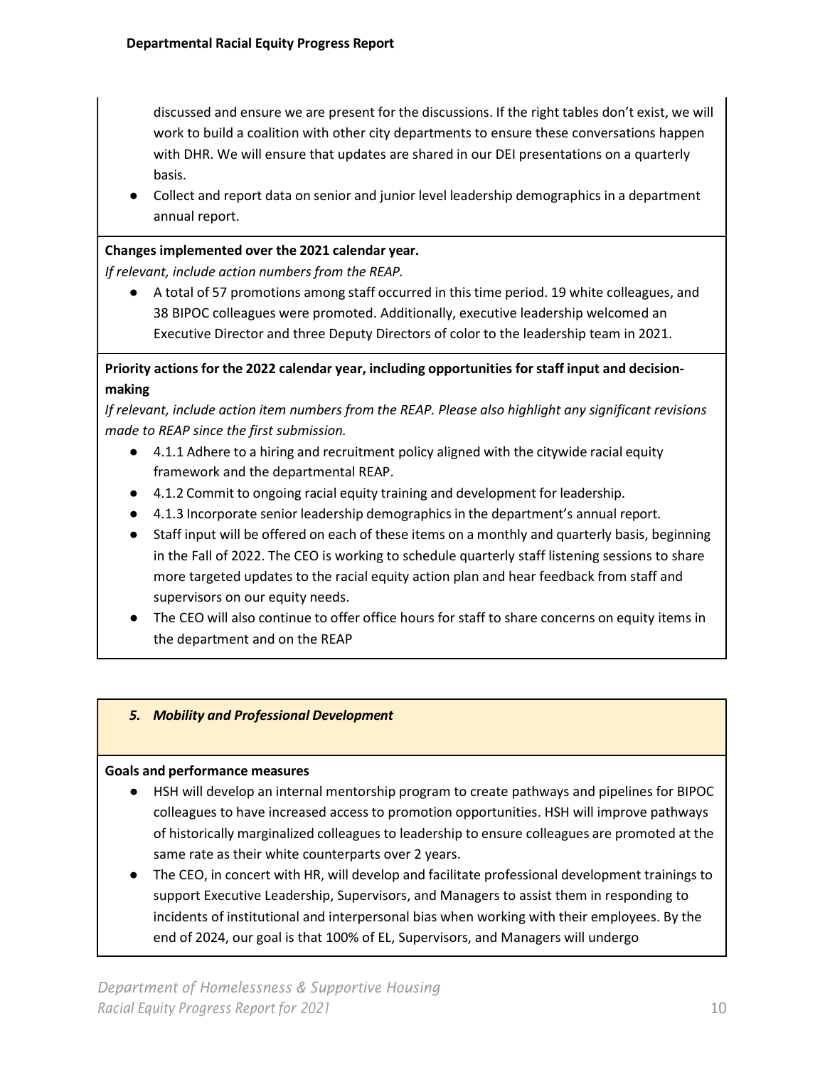discussed and ensure we are present for the discussions. If the right tables don't exist, we will work to build a coalition with other city departments to ensure these conversations happen with DHR. We will ensure that updates are shared in our DEI presentations on a quarterly basis.
- Collect and report data on senior and junior level leadership demographics in a department annual report.

**Changes implemented over the 2021 calendar year.**

*If relevant, include action numbers from the REAP.*

- A total of 57 promotions among staff occurred in this time period. 19 white colleagues, and 38 BIPOC colleagues were promoted. Additionally, executive leadership welcomed an Executive Director and three Deputy Directors of color to the leadership team in 2021.

**Priority actions for the 2022 calendar year, including opportunities for staff input and decision-making**

*If relevant, include action item numbers from the REAP. Please also highlight any significant revisions made to REAP since the first submission.*

- 4.1.1 Adhere to a hiring and recruitment policy aligned with the citywide racial equity framework and the departmental REAP.
- 4.1.2 Commit to ongoing racial equity training and development for leadership.
- 4.1.3 Incorporate senior leadership demographics in the department's annual report.
- Staff input will be offered on each of these items on a monthly and quarterly basis, beginning in the Fall of 2022. The CEO is working to schedule quarterly staff listening sessions to share more targeted updates to the racial equity action plan and hear feedback from staff and supervisors on our equity needs.
- The CEO will also continue to offer office hours for staff to share concerns on equity items in the department and on the REAP

### *5. Mobility and Professional Development*

**Goals and performance measures**

- HSH will develop an internal mentorship program to create pathways and pipelines for BIPOC colleagues to have increased access to promotion opportunities. HSH will improve pathways of historically marginalized colleagues to leadership to ensure colleagues are promoted at the same rate as their white counterparts over 2 years.
- The CEO, in concert with HR, will develop and facilitate professional development trainings to support Executive Leadership, Supervisors, and Managers to assist them in responding to incidents of institutional and interpersonal bias when working with their employees. By the end of 2024, our goal is that 100% of EL, Supervisors, and Managers will undergo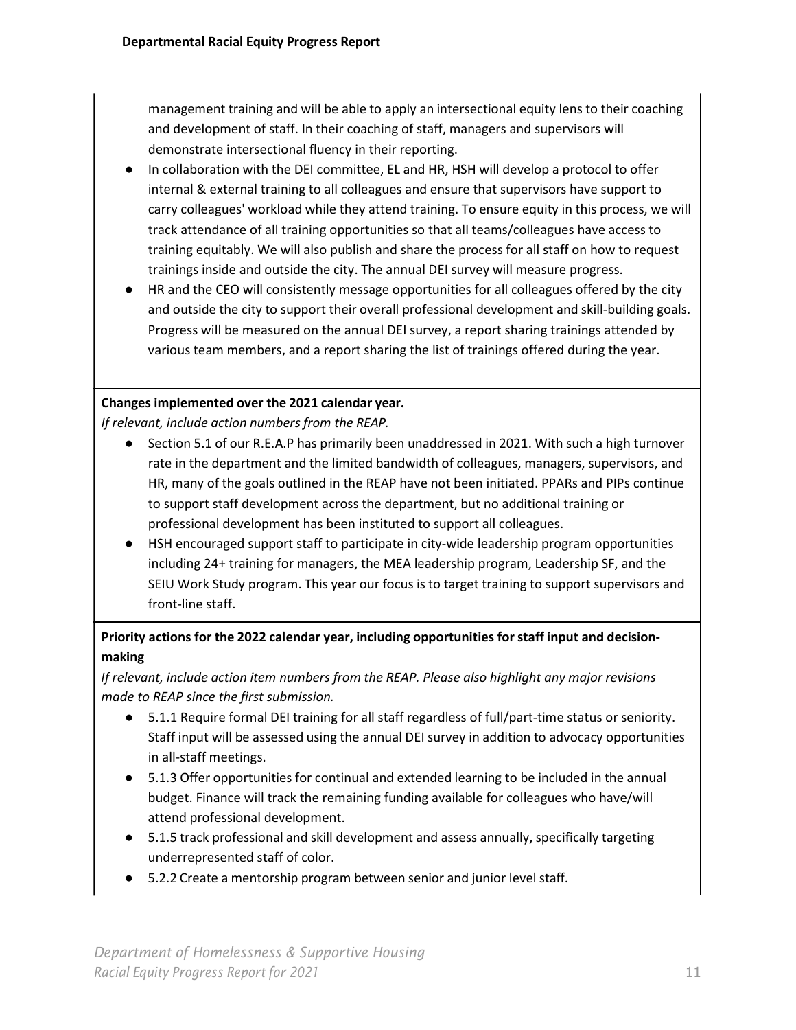management training and will be able to apply an intersectional equity lens to their coaching and development of staff. In their coaching of staff, managers and supervisors will demonstrate intersectional fluency in their reporting.

- In collaboration with the DEI committee, EL and HR, HSH will develop a protocol to offer internal & external training to all colleagues and ensure that supervisors have support to carry colleagues' workload while they attend training. To ensure equity in this process, we will track attendance of all training opportunities so that all teams/colleagues have access to training equitably. We will also publish and share the process for all staff on how to request trainings inside and outside the city. The annual DEI survey will measure progress.
- HR and the CEO will consistently message opportunities for all colleagues offered by the city and outside the city to support their overall professional development and skill-building goals. Progress will be measured on the annual DEI survey, a report sharing trainings attended by various team members, and a report sharing the list of trainings offered during the year.

**Changes implemented over the 2021 calendar year.**

*If relevant, include action numbers from the REAP.*

- Section 5.1 of our R.E.A.P has primarily been unaddressed in 2021. With such a high turnover rate in the department and the limited bandwidth of colleagues, managers, supervisors, and HR, many of the goals outlined in the REAP have not been initiated. PPARs and PIPs continue to support staff development across the department, but no additional training or professional development has been instituted to support all colleagues.
- HSH encouraged support staff to participate in city-wide leadership program opportunities including 24+ training for managers, the MEA leadership program, Leadership SF, and the SEIU Work Study program. This year our focus is to target training to support supervisors and front-line staff.

**Priority actions for the 2022 calendar year, including opportunities for staff input and decision-making**

*If relevant, include action item numbers from the REAP. Please also highlight any major revisions made to REAP since the first submission.*

- 5.1.1 Require formal DEI training for all staff regardless of full/part-time status or seniority. Staff input will be assessed using the annual DEI survey in addition to advocacy opportunities in all-staff meetings.
- 5.1.3 Offer opportunities for continual and extended learning to be included in the annual budget. Finance will track the remaining funding available for colleagues who have/will attend professional development.
- 5.1.5 track professional and skill development and assess annually, specifically targeting underrepresented staff of color.
- 5.2.2 Create a mentorship program between senior and junior level staff.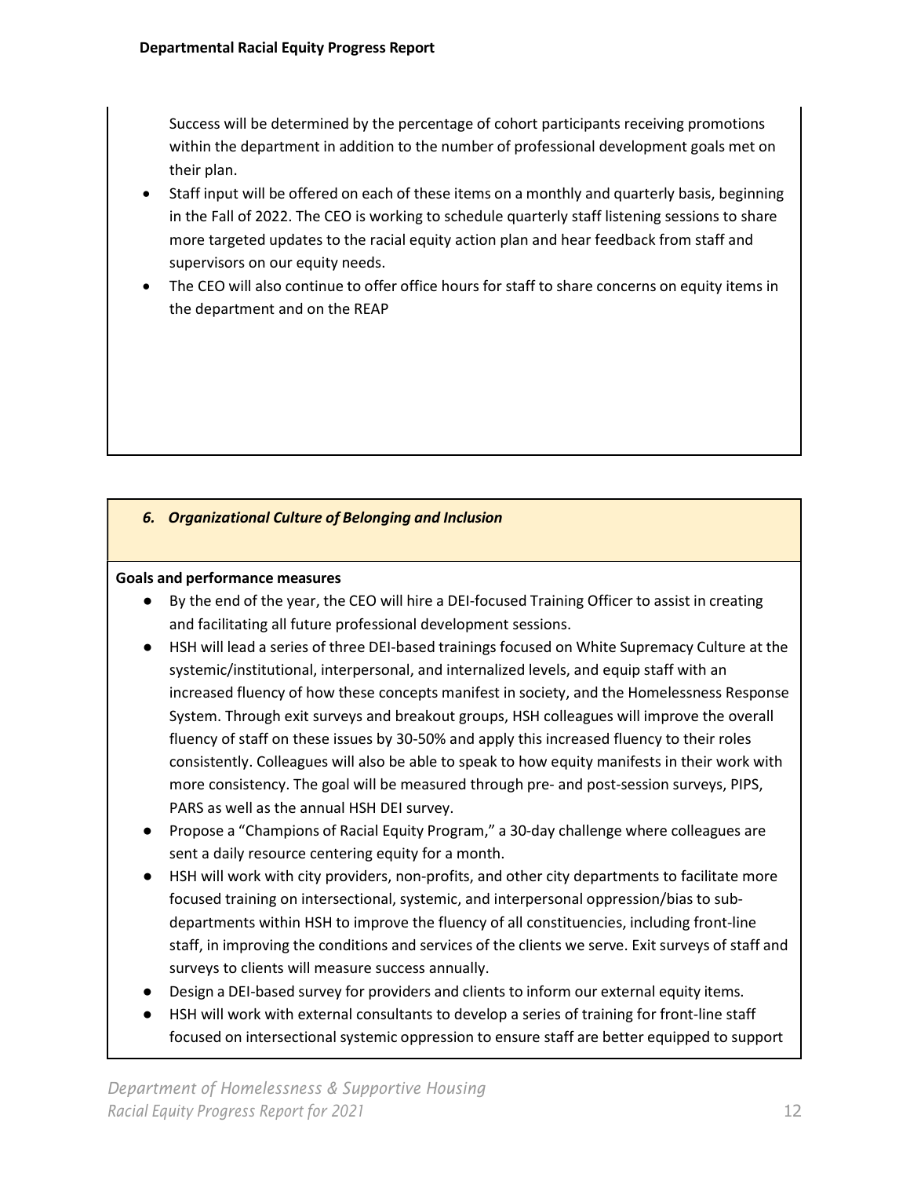Success will be determined by the percentage of cohort participants receiving promotions within the department in addition to the number of professional development goals met on their plan.

- Staff input will be offered on each of these items on a monthly and quarterly basis, beginning in the Fall of 2022. The CEO is working to schedule quarterly staff listening sessions to share more targeted updates to the racial equity action plan and hear feedback from staff and supervisors on our equity needs.
- The CEO will also continue to offer office hours for staff to share concerns on equity items in the department and on the REAP

### *6. Organizational Culture of Belonging and Inclusion*

**Goals and performance measures**

- By the end of the year, the CEO will hire a DEI-focused Training Officer to assist in creating and facilitating all future professional development sessions.
- HSH will lead a series of three DEI-based trainings focused on White Supremacy Culture at the systemic/institutional, interpersonal, and internalized levels, and equip staff with an increased fluency of how these concepts manifest in society, and the Homelessness Response System. Through exit surveys and breakout groups, HSH colleagues will improve the overall fluency of staff on these issues by 30-50% and apply this increased fluency to their roles consistently. Colleagues will also be able to speak to how equity manifests in their work with more consistency. The goal will be measured through pre- and post-session surveys, PIPS, PARS as well as the annual HSH DEI survey.
- Propose a "Champions of Racial Equity Program," a 30-day challenge where colleagues are sent a daily resource centering equity for a month.
- HSH will work with city providers, non-profits, and other city departments to facilitate more focused training on intersectional, systemic, and interpersonal oppression/bias to sub-departments within HSH to improve the fluency of all constituencies, including front-line staff, in improving the conditions and services of the clients we serve. Exit surveys of staff and surveys to clients will measure success annually.
- Design a DEI-based survey for providers and clients to inform our external equity items.
- HSH will work with external consultants to develop a series of training for front-line staff focused on intersectional systemic oppression to ensure staff are better equipped to support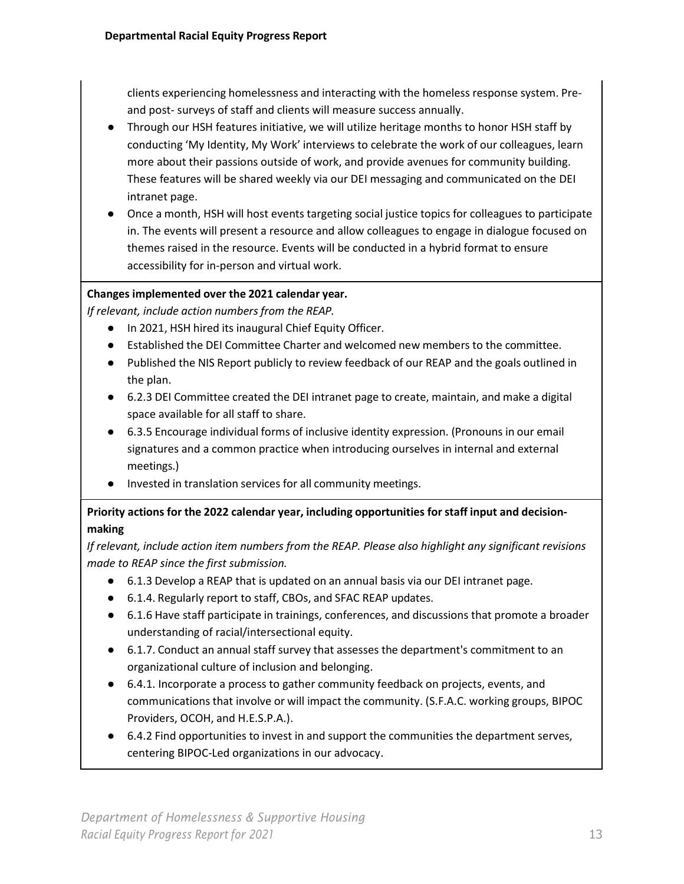clients experiencing homelessness and interacting with the homeless response system. Pre- and post- surveys of staff and clients will measure success annually.

- Through our HSH features initiative, we will utilize heritage months to honor HSH staff by conducting 'My Identity, My Work' interviews to celebrate the work of our colleagues, learn more about their passions outside of work, and provide avenues for community building. These features will be shared weekly via our DEI messaging and communicated on the DEI intranet page.
- Once a month, HSH will host events targeting social justice topics for colleagues to participate in. The events will present a resource and allow colleagues to engage in dialogue focused on themes raised in the resource. Events will be conducted in a hybrid format to ensure accessibility for in-person and virtual work.

**Changes implemented over the 2021 calendar year.**

*If relevant, include action numbers from the REAP.*

- In 2021, HSH hired its inaugural Chief Equity Officer.
- Established the DEI Committee Charter and welcomed new members to the committee.
- Published the NIS Report publicly to review feedback of our REAP and the goals outlined in the plan.
- 6.2.3 DEI Committee created the DEI intranet page to create, maintain, and make a digital space available for all staff to share.
- 6.3.5 Encourage individual forms of inclusive identity expression. (Pronouns in our email signatures and a common practice when introducing ourselves in internal and external meetings.)
- Invested in translation services for all community meetings.

**Priority actions for the 2022 calendar year, including opportunities for staff input and decision-making**

*If relevant, include action item numbers from the REAP. Please also highlight any significant revisions made to REAP since the first submission.*

- 6.1.3 Develop a REAP that is updated on an annual basis via our DEI intranet page.
- 6.1.4. Regularly report to staff, CBOs, and SFAC REAP updates.
- 6.1.6 Have staff participate in trainings, conferences, and discussions that promote a broader understanding of racial/intersectional equity.
- 6.1.7. Conduct an annual staff survey that assesses the department's commitment to an organizational culture of inclusion and belonging.
- 6.4.1. Incorporate a process to gather community feedback on projects, events, and communications that involve or will impact the community. (S.F.A.C. working groups, BIPOC Providers, OCOH, and H.E.S.P.A.).
- 6.4.2 Find opportunities to invest in and support the communities the department serves, centering BIPOC-Led organizations in our advocacy.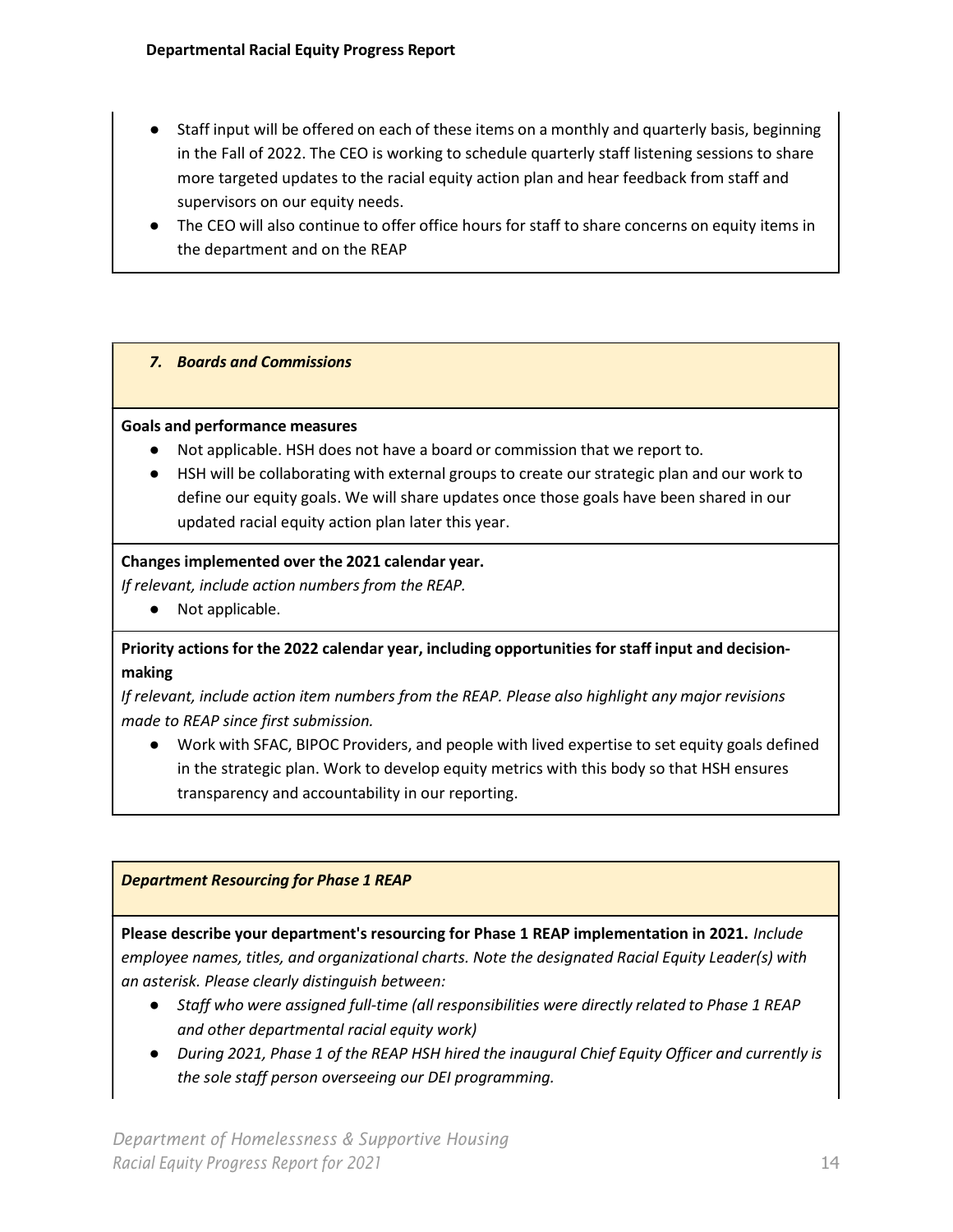- Staff input will be offered on each of these items on a monthly and quarterly basis, beginning in the Fall of 2022. The CEO is working to schedule quarterly staff listening sessions to share more targeted updates to the racial equity action plan and hear feedback from staff and supervisors on our equity needs.
- The CEO will also continue to offer office hours for staff to share concerns on equity items in the department and on the REAP

### *7. Boards and Commissions*

**Goals and performance measures**

- Not applicable. HSH does not have a board or commission that we report to.
- HSH will be collaborating with external groups to create our strategic plan and our work to define our equity goals. We will share updates once those goals have been shared in our updated racial equity action plan later this year.

**Changes implemented over the 2021 calendar year.**
*If relevant, include action numbers from the REAP.*

- Not applicable.

**Priority actions for the 2022 calendar year, including opportunities for staff input and decision-making**
*If relevant, include action item numbers from the REAP. Please also highlight any major revisions made to REAP since first submission.*

- Work with SFAC, BIPOC Providers, and people with lived expertise to set equity goals defined in the strategic plan. Work to develop equity metrics with this body so that HSH ensures transparency and accountability in our reporting.

### *Department Resourcing for Phase 1 REAP*

**Please describe your department's resourcing for Phase 1 REAP implementation in 2021.** *Include employee names, titles, and organizational charts. Note the designated Racial Equity Leader(s) with an asterisk. Please clearly distinguish between:*

- *Staff who were assigned full-time (all responsibilities were directly related to Phase 1 REAP and other departmental racial equity work)*
- *During 2021, Phase 1 of the REAP HSH hired the inaugural Chief Equity Officer and currently is the sole staff person overseeing our DEI programming.*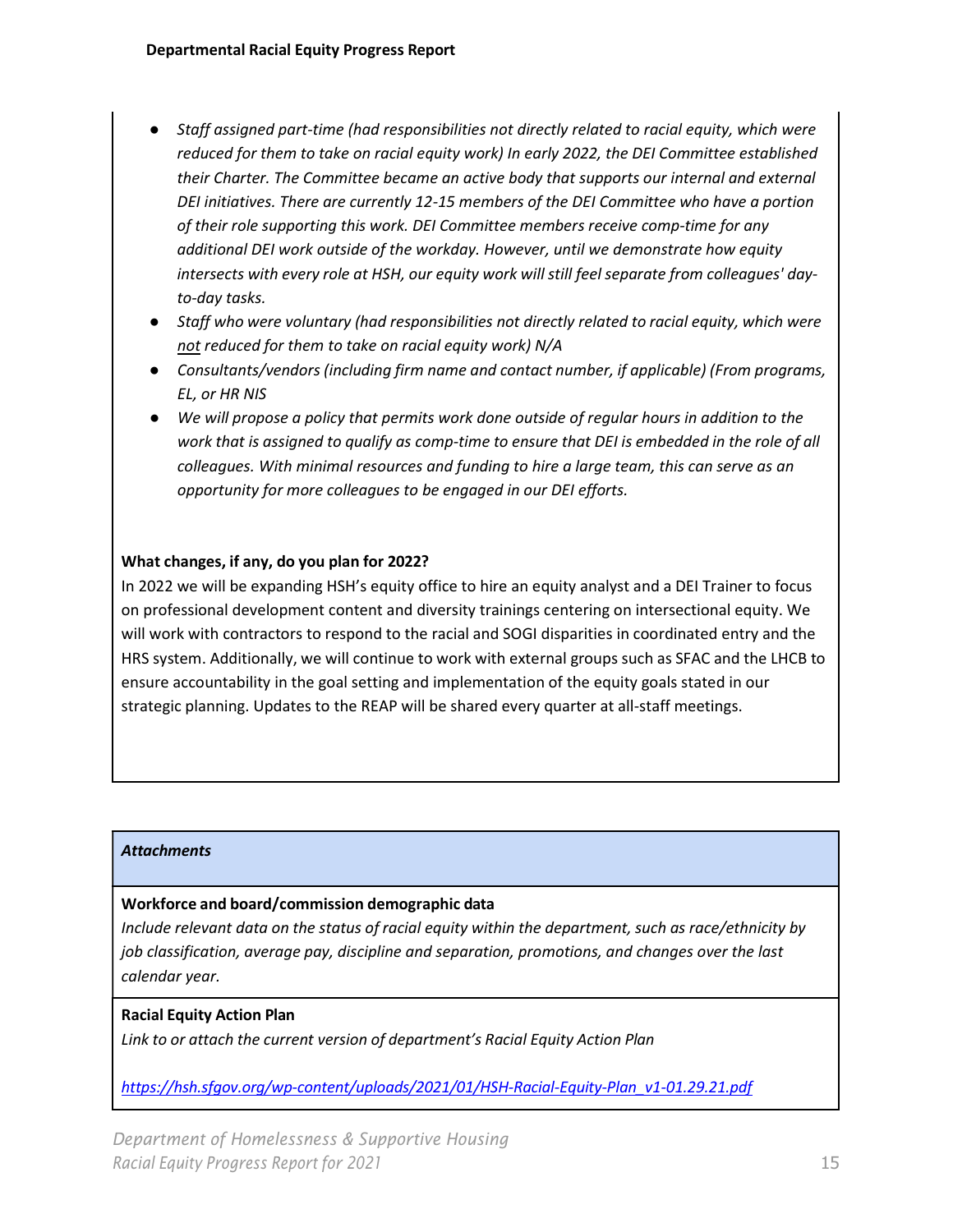- *Staff assigned part-time (had responsibilities not directly related to racial equity, which were reduced for them to take on racial equity work) In early 2022, the DEI Committee established their Charter. The Committee became an active body that supports our internal and external DEI initiatives. There are currently 12-15 members of the DEI Committee who have a portion of their role supporting this work. DEI Committee members receive comp-time for any additional DEI work outside of the workday. However, until we demonstrate how equity intersects with every role at HSH, our equity work will still feel separate from colleagues' day-to-day tasks.*
- *Staff who were voluntary (had responsibilities not directly related to racial equity, which were not reduced for them to take on racial equity work) N/A*
- *Consultants/vendors (including firm name and contact number, if applicable) (From programs, EL, or HR NIS*
- *We will propose a policy that permits work done outside of regular hours in addition to the work that is assigned to qualify as comp-time to ensure that DEI is embedded in the role of all colleagues. With minimal resources and funding to hire a large team, this can serve as an opportunity for more colleagues to be engaged in our DEI efforts.*

**What changes, if any, do you plan for 2022?**

In 2022 we will be expanding HSH's equity office to hire an equity analyst and a DEI Trainer to focus on professional development content and diversity trainings centering on intersectional equity. We will work with contractors to respond to the racial and SOGI disparities in coordinated entry and the HRS system. Additionally, we will continue to work with external groups such as SFAC and the LHCB to ensure accountability in the goal setting and implementation of the equity goals stated in our strategic planning. Updates to the REAP will be shared every quarter at all-staff meetings.

***Attachments***

**Workforce and board/commission demographic data**

*Include relevant data on the status of racial equity within the department, such as race/ethnicity by job classification, average pay, discipline and separation, promotions, and changes over the last calendar year.*

**Racial Equity Action Plan**

*Link to or attach the current version of department's Racial Equity Action Plan*

*https://hsh.sfgov.org/wp-content/uploads/2021/01/HSH-Racial-Equity-Plan_v1-01.29.21.pdf*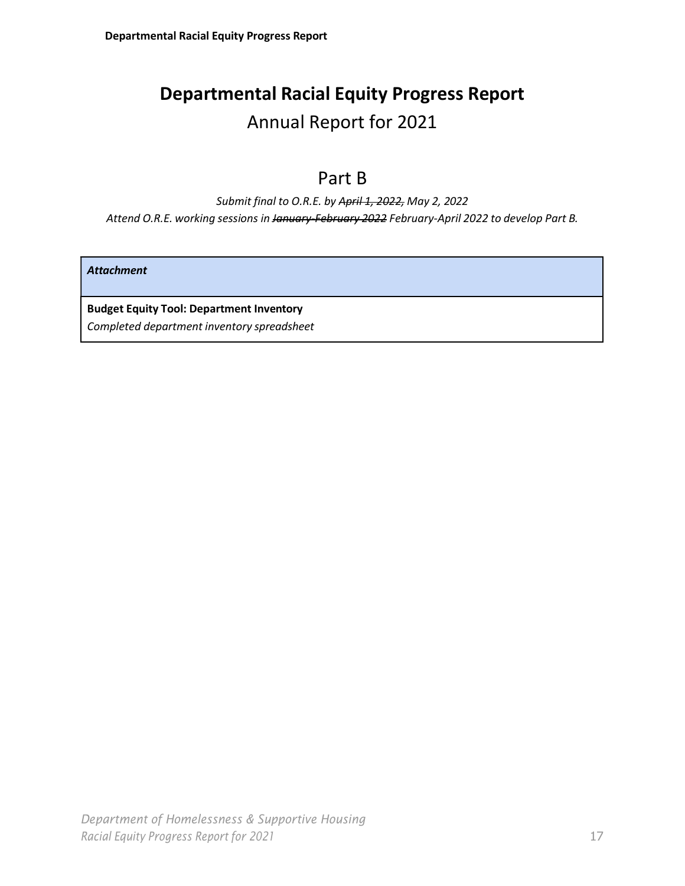# Departmental Racial Equity Progress Report

## Annual Report for 2021

## Part B

*Submit final to O.R.E. by ~~April 1, 2022,~~ May 2, 2022*

*Attend O.R.E. working sessions in ~~January-February 2022~~ February-April 2022 to develop Part B.*

| ***Attachment*** |
| --- |
| **Budget Equity Tool: Department Inventory**<br>*Completed department inventory spreadsheet* |